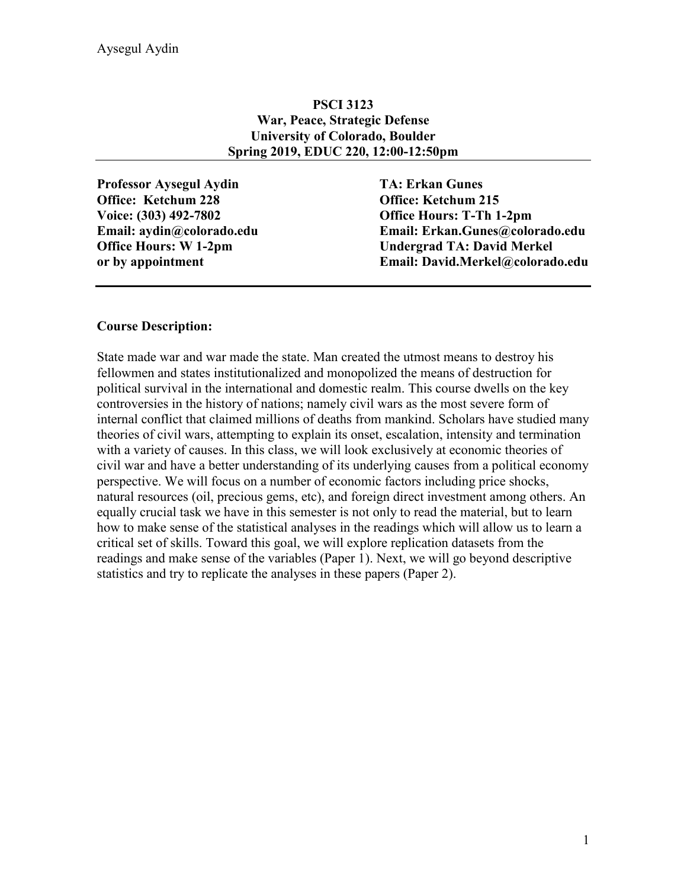**PSCI 3123**
**War, Peace, Strategic Defense**
**University of Colorado, Boulder**
**Spring 2019, EDUC 220, 12:00-12:50pm**

**Professor Aysegul Aydin**
**Office: Ketchum 228**
**Voice: (303) 492-7802**
**Email: aydin@colorado.edu**
**Office Hours: W 1-2pm**
**or by appointment**

**TA: Erkan Gunes**
**Office: Ketchum 215**
**Office Hours: T-Th 1-2pm**
**Email: Erkan.Gunes@colorado.edu**
**Undergrad TA: David Merkel**
**Email: David.Merkel@colorado.edu**

---

**Course Description:**

State made war and war made the state. Man created the utmost means to destroy his fellowmen and states institutionalized and monopolized the means of destruction for political survival in the international and domestic realm. This course dwells on the key controversies in the history of nations; namely civil wars as the most severe form of internal conflict that claimed millions of deaths from mankind. Scholars have studied many theories of civil wars, attempting to explain its onset, escalation, intensity and termination with a variety of causes. In this class, we will look exclusively at economic theories of civil war and have a better understanding of its underlying causes from a political economy perspective. We will focus on a number of economic factors including price shocks, natural resources (oil, precious gems, etc), and foreign direct investment among others. An equally crucial task we have in this semester is not only to read the material, but to learn how to make sense of the statistical analyses in the readings which will allow us to learn a critical set of skills. Toward this goal, we will explore replication datasets from the readings and make sense of the variables (Paper 1). Next, we will go beyond descriptive statistics and try to replicate the analyses in these papers (Paper 2).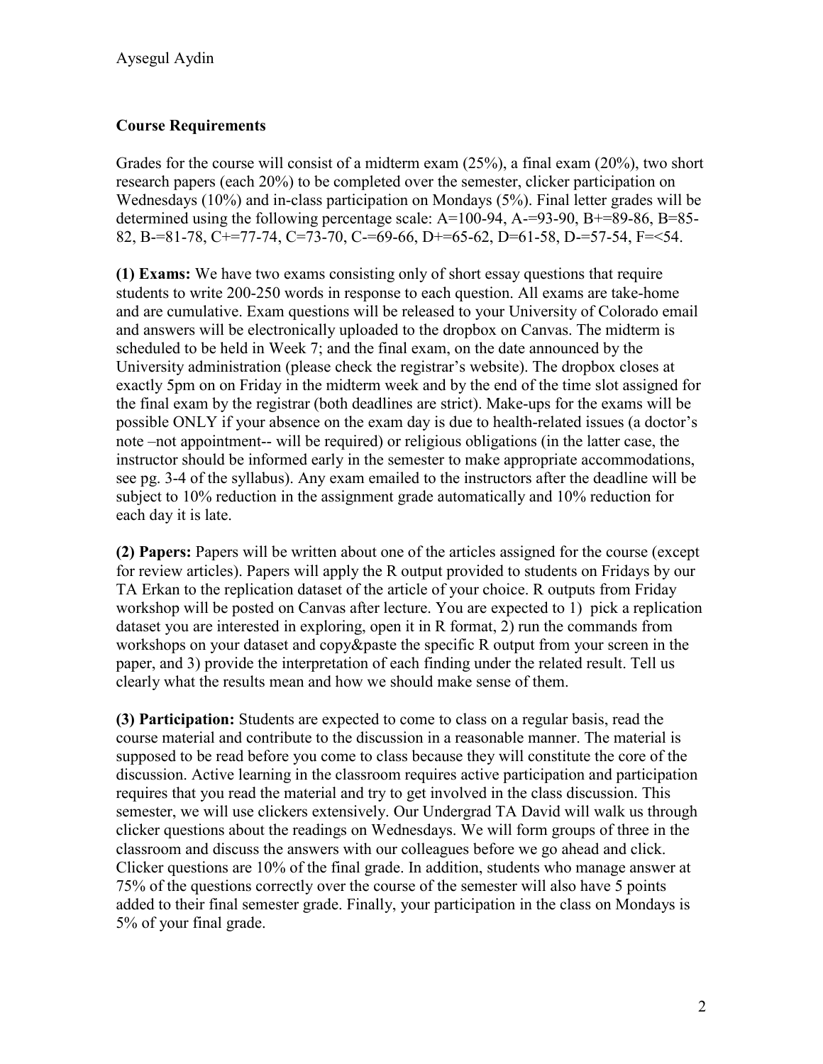## Course Requirements

Grades for the course will consist of a midterm exam (25%), a final exam (20%), two short research papers (each 20%) to be completed over the semester, clicker participation on Wednesdays (10%) and in-class participation on Mondays (5%). Final letter grades will be determined using the following percentage scale: A=100-94, A-=93-90, B+=89-86, B=85-82, B-=81-78, C+=77-74, C=73-70, C-=69-66, D+=65-62, D=61-58, D-=57-54, F=<54.

**(1) Exams:** We have two exams consisting only of short essay questions that require students to write 200-250 words in response to each question. All exams are take-home and are cumulative. Exam questions will be released to your University of Colorado email and answers will be electronically uploaded to the dropbox on Canvas. The midterm is scheduled to be held in Week 7; and the final exam, on the date announced by the University administration (please check the registrar's website). The dropbox closes at exactly 5pm on on Friday in the midterm week and by the end of the time slot assigned for the final exam by the registrar (both deadlines are strict). Make-ups for the exams will be possible ONLY if your absence on the exam day is due to health-related issues (a doctor's note –not appointment-- will be required) or religious obligations (in the latter case, the instructor should be informed early in the semester to make appropriate accommodations, see pg. 3-4 of the syllabus). Any exam emailed to the instructors after the deadline will be subject to 10% reduction in the assignment grade automatically and 10% reduction for each day it is late.

**(2) Papers:** Papers will be written about one of the articles assigned for the course (except for review articles). Papers will apply the R output provided to students on Fridays by our TA Erkan to the replication dataset of the article of your choice. R outputs from Friday workshop will be posted on Canvas after lecture. You are expected to 1) pick a replication dataset you are interested in exploring, open it in R format, 2) run the commands from workshops on your dataset and copy&paste the specific R output from your screen in the paper, and 3) provide the interpretation of each finding under the related result. Tell us clearly what the results mean and how we should make sense of them.

**(3) Participation:** Students are expected to come to class on a regular basis, read the course material and contribute to the discussion in a reasonable manner. The material is supposed to be read before you come to class because they will constitute the core of the discussion. Active learning in the classroom requires active participation and participation requires that you read the material and try to get involved in the class discussion. This semester, we will use clickers extensively. Our Undergrad TA David will walk us through clicker questions about the readings on Wednesdays. We will form groups of three in the classroom and discuss the answers with our colleagues before we go ahead and click. Clicker questions are 10% of the final grade. In addition, students who manage answer at 75% of the questions correctly over the course of the semester will also have 5 points added to their final semester grade. Finally, your participation in the class on Mondays is 5% of your final grade.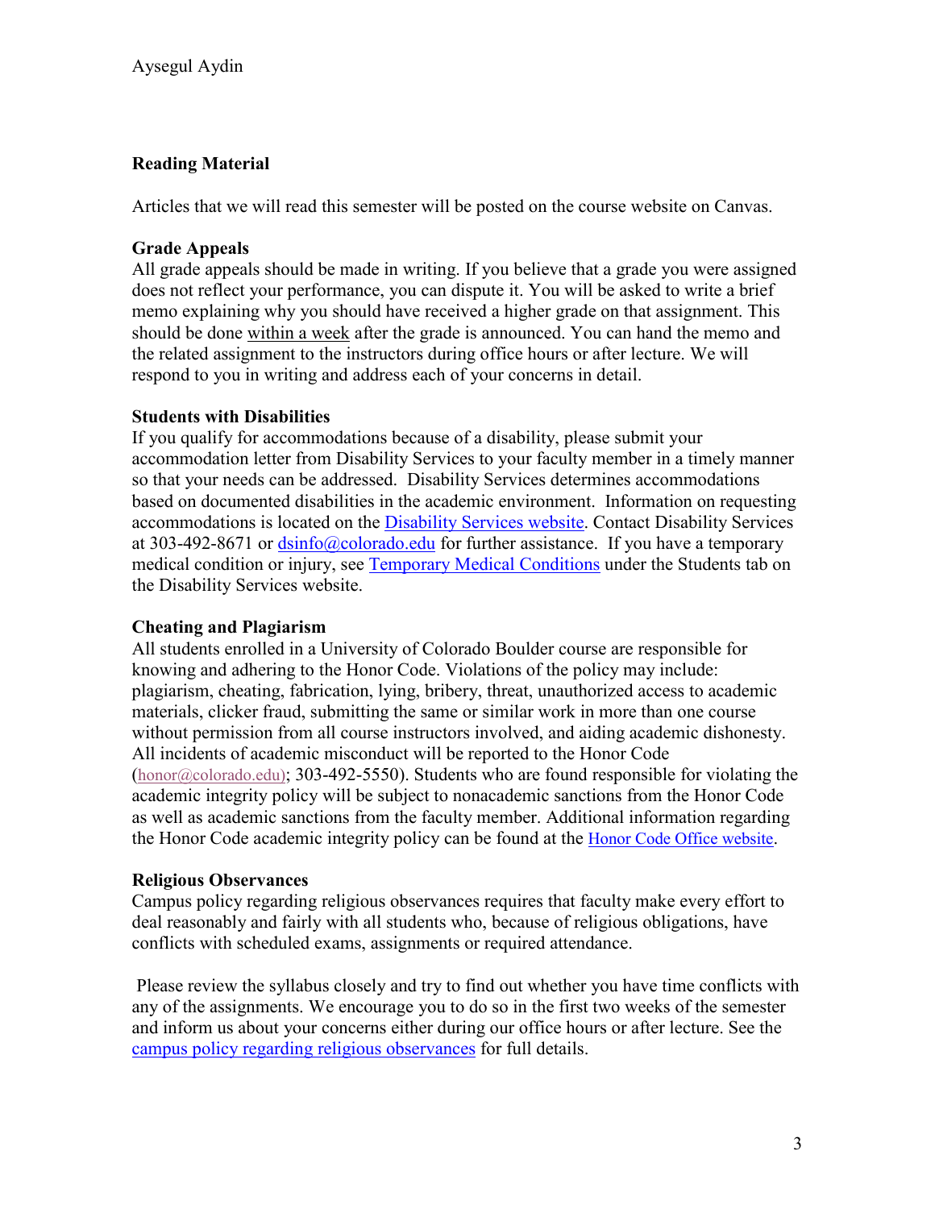**Reading Material**

Articles that we will read this semester will be posted on the course website on Canvas.

**Grade Appeals**

All grade appeals should be made in writing. If you believe that a grade you were assigned does not reflect your performance, you can dispute it. You will be asked to write a brief memo explaining why you should have received a higher grade on that assignment. This should be done within a week after the grade is announced. You can hand the memo and the related assignment to the instructors during office hours or after lecture. We will respond to you in writing and address each of your concerns in detail.

**Students with Disabilities**

If you qualify for accommodations because of a disability, please submit your accommodation letter from Disability Services to your faculty member in a timely manner so that your needs can be addressed. Disability Services determines accommodations based on documented disabilities in the academic environment. Information on requesting accommodations is located on the Disability Services website. Contact Disability Services at 303-492-8671 or dsinfo@colorado.edu for further assistance. If you have a temporary medical condition or injury, see Temporary Medical Conditions under the Students tab on the Disability Services website.

**Cheating and Plagiarism**

All students enrolled in a University of Colorado Boulder course are responsible for knowing and adhering to the Honor Code. Violations of the policy may include: plagiarism, cheating, fabrication, lying, bribery, threat, unauthorized access to academic materials, clicker fraud, submitting the same or similar work in more than one course without permission from all course instructors involved, and aiding academic dishonesty. All incidents of academic misconduct will be reported to the Honor Code (honor@colorado.edu); 303-492-5550). Students who are found responsible for violating the academic integrity policy will be subject to nonacademic sanctions from the Honor Code as well as academic sanctions from the faculty member. Additional information regarding the Honor Code academic integrity policy can be found at the Honor Code Office website.

**Religious Observances**

Campus policy regarding religious observances requires that faculty make every effort to deal reasonably and fairly with all students who, because of religious obligations, have conflicts with scheduled exams, assignments or required attendance.

Please review the syllabus closely and try to find out whether you have time conflicts with any of the assignments. We encourage you to do so in the first two weeks of the semester and inform us about your concerns either during our office hours or after lecture. See the campus policy regarding religious observances for full details.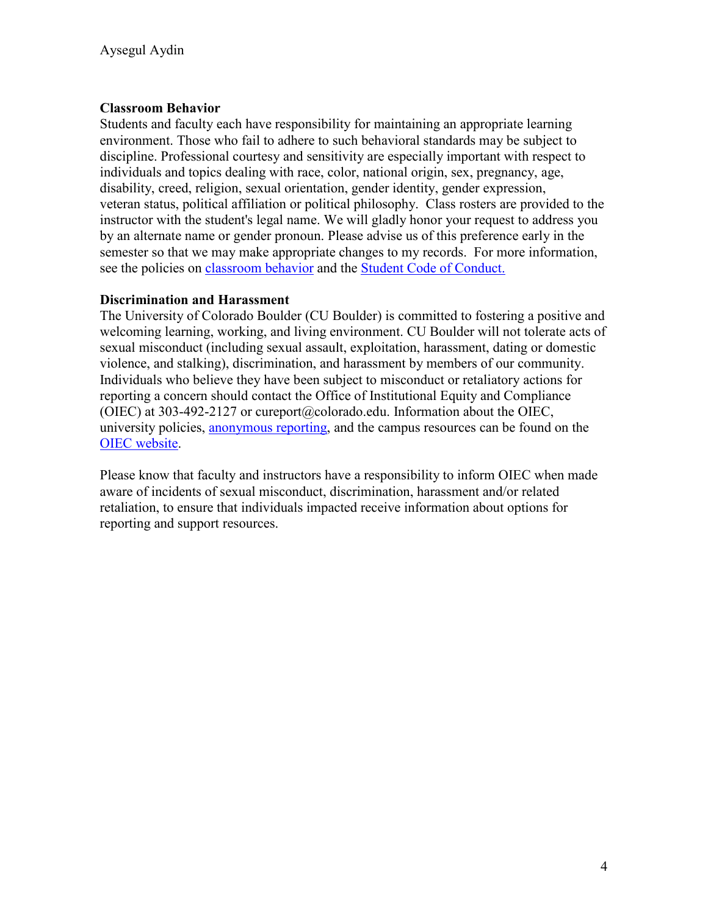**Classroom Behavior**

Students and faculty each have responsibility for maintaining an appropriate learning environment. Those who fail to adhere to such behavioral standards may be subject to discipline. Professional courtesy and sensitivity are especially important with respect to individuals and topics dealing with race, color, national origin, sex, pregnancy, age, disability, creed, religion, sexual orientation, gender identity, gender expression, veteran status, political affiliation or political philosophy. Class rosters are provided to the instructor with the student's legal name. We will gladly honor your request to address you by an alternate name or gender pronoun. Please advise us of this preference early in the semester so that we may make appropriate changes to my records. For more information, see the policies on classroom behavior and the Student Code of Conduct.

**Discrimination and Harassment**

The University of Colorado Boulder (CU Boulder) is committed to fostering a positive and welcoming learning, working, and living environment. CU Boulder will not tolerate acts of sexual misconduct (including sexual assault, exploitation, harassment, dating or domestic violence, and stalking), discrimination, and harassment by members of our community. Individuals who believe they have been subject to misconduct or retaliatory actions for reporting a concern should contact the Office of Institutional Equity and Compliance (OIEC) at 303-492-2127 or cureport@colorado.edu. Information about the OIEC, university policies, anonymous reporting, and the campus resources can be found on the OIEC website.

Please know that faculty and instructors have a responsibility to inform OIEC when made aware of incidents of sexual misconduct, discrimination, harassment and/or related retaliation, to ensure that individuals impacted receive information about options for reporting and support resources.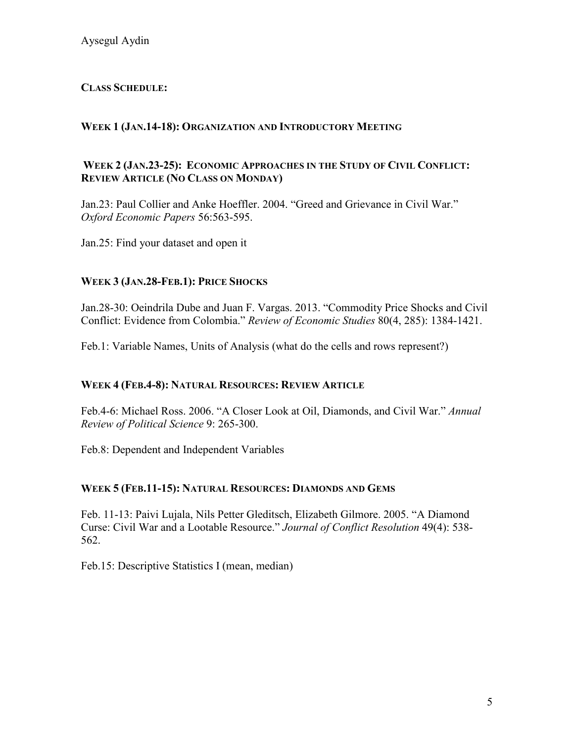**CLASS SCHEDULE:**

**WEEK 1 (JAN.14-18): ORGANIZATION AND INTRODUCTORY MEETING**

**WEEK 2 (JAN.23-25): ECONOMIC APPROACHES IN THE STUDY OF CIVIL CONFLICT: REVIEW ARTICLE (NO CLASS ON MONDAY)**

Jan.23: Paul Collier and Anke Hoeffler. 2004. "Greed and Grievance in Civil War." *Oxford Economic Papers* 56:563-595.

Jan.25: Find your dataset and open it

**WEEK 3 (JAN.28-FEB.1): PRICE SHOCKS**

Jan.28-30: Oeindrila Dube and Juan F. Vargas. 2013. "Commodity Price Shocks and Civil Conflict: Evidence from Colombia." *Review of Economic Studies* 80(4, 285): 1384-1421.

Feb.1: Variable Names, Units of Analysis (what do the cells and rows represent?)

**WEEK 4 (FEB.4-8): NATURAL RESOURCES: REVIEW ARTICLE**

Feb.4-6: Michael Ross. 2006. "A Closer Look at Oil, Diamonds, and Civil War." *Annual Review of Political Science* 9: 265-300.

Feb.8: Dependent and Independent Variables

**WEEK 5 (FEB.11-15): NATURAL RESOURCES: DIAMONDS AND GEMS**

Feb. 11-13: Paivi Lujala, Nils Petter Gleditsch, Elizabeth Gilmore. 2005. "A Diamond Curse: Civil War and a Lootable Resource." *Journal of Conflict Resolution* 49(4): 538-562.

Feb.15: Descriptive Statistics I (mean, median)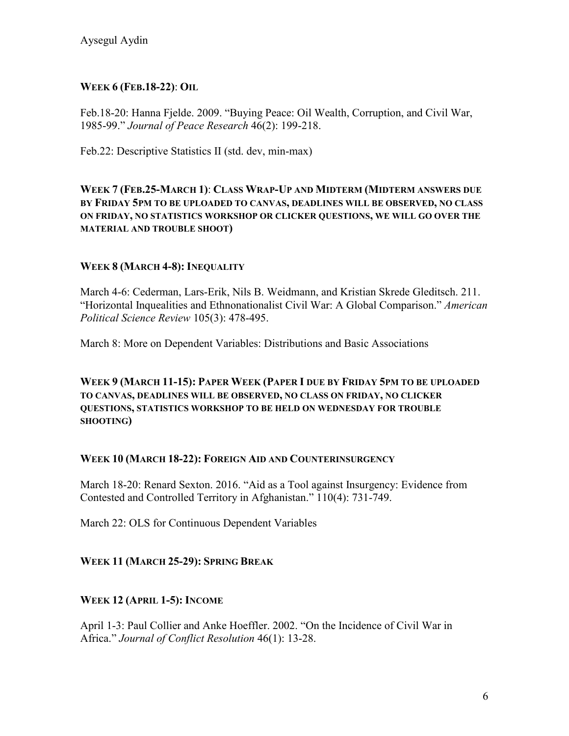**WEEK 6 (FEB.18-22)**: **OIL**

Feb.18-20: Hanna Fjelde. 2009. "Buying Peace: Oil Wealth, Corruption, and Civil War, 1985-99." *Journal of Peace Research* 46(2): 199-218.

Feb.22: Descriptive Statistics II (std. dev, min-max)

**WEEK 7 (FEB.25-MARCH 1)**: **CLASS WRAP-UP AND MIDTERM (MIDTERM ANSWERS DUE BY FRIDAY 5PM TO BE UPLOADED TO CANVAS, DEADLINES WILL BE OBSERVED, NO CLASS ON FRIDAY, NO STATISTICS WORKSHOP OR CLICKER QUESTIONS, WE WILL GO OVER THE MATERIAL AND TROUBLE SHOOT)**

**WEEK 8 (MARCH 4-8): INEQUALITY**

March 4-6: Cederman, Lars-Erik, Nils B. Weidmann, and Kristian Skrede Gleditsch. 211. "Horizontal Inquealities and Ethnonationalist Civil War: A Global Comparison." *American Political Science Review* 105(3): 478-495.

March 8: More on Dependent Variables: Distributions and Basic Associations

**WEEK 9 (MARCH 11-15): PAPER WEEK (PAPER I DUE BY FRIDAY 5PM TO BE UPLOADED TO CANVAS, DEADLINES WILL BE OBSERVED, NO CLASS ON FRIDAY, NO CLICKER QUESTIONS, STATISTICS WORKSHOP TO BE HELD ON WEDNESDAY FOR TROUBLE SHOOTING)**

**WEEK 10 (MARCH 18-22): FOREIGN AID AND COUNTERINSURGENCY**

March 18-20: Renard Sexton. 2016. "Aid as a Tool against Insurgency: Evidence from Contested and Controlled Territory in Afghanistan." 110(4): 731-749.

March 22: OLS for Continuous Dependent Variables

**WEEK 11 (MARCH 25-29): SPRING BREAK**

**WEEK 12 (APRIL 1-5): INCOME**

April 1-3: Paul Collier and Anke Hoeffler. 2002. "On the Incidence of Civil War in Africa." *Journal of Conflict Resolution* 46(1): 13-28.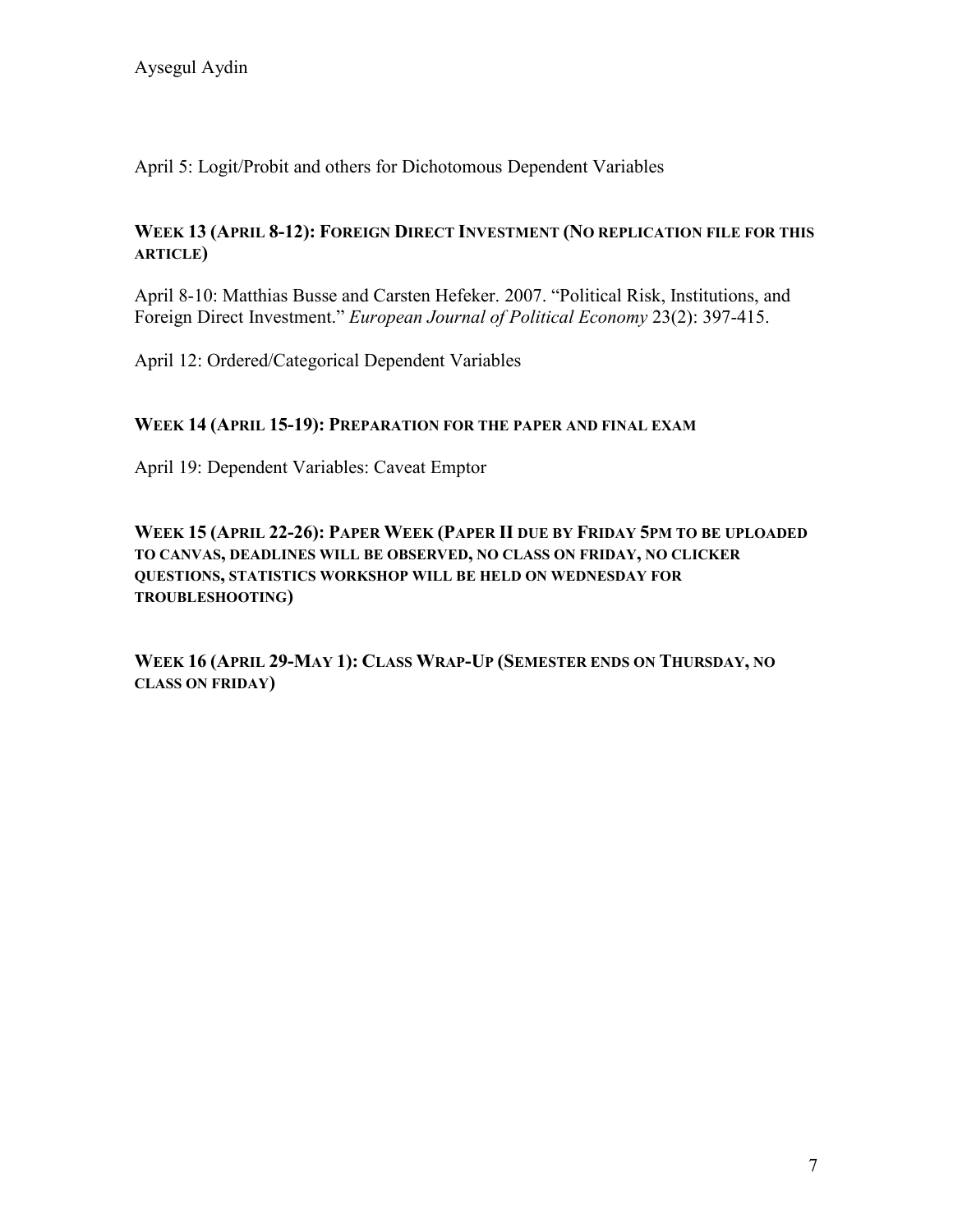April 5: Logit/Probit and others for Dichotomous Dependent Variables

### WEEK 13 (APRIL 8-12): FOREIGN DIRECT INVESTMENT (NO REPLICATION FILE FOR THIS ARTICLE)

April 8-10: Matthias Busse and Carsten Hefeker. 2007. "Political Risk, Institutions, and Foreign Direct Investment." *European Journal of Political Economy* 23(2): 397-415.

April 12: Ordered/Categorical Dependent Variables

### WEEK 14 (APRIL 15-19): PREPARATION FOR THE PAPER AND FINAL EXAM

April 19: Dependent Variables: Caveat Emptor

### WEEK 15 (APRIL 22-26): PAPER WEEK (PAPER II DUE BY FRIDAY 5PM TO BE UPLOADED TO CANVAS, DEADLINES WILL BE OBSERVED, NO CLASS ON FRIDAY, NO CLICKER QUESTIONS, STATISTICS WORKSHOP WILL BE HELD ON WEDNESDAY FOR TROUBLESHOOTING)

### WEEK 16 (APRIL 29-MAY 1): CLASS WRAP-UP (SEMESTER ENDS ON THURSDAY, NO CLASS ON FRIDAY)